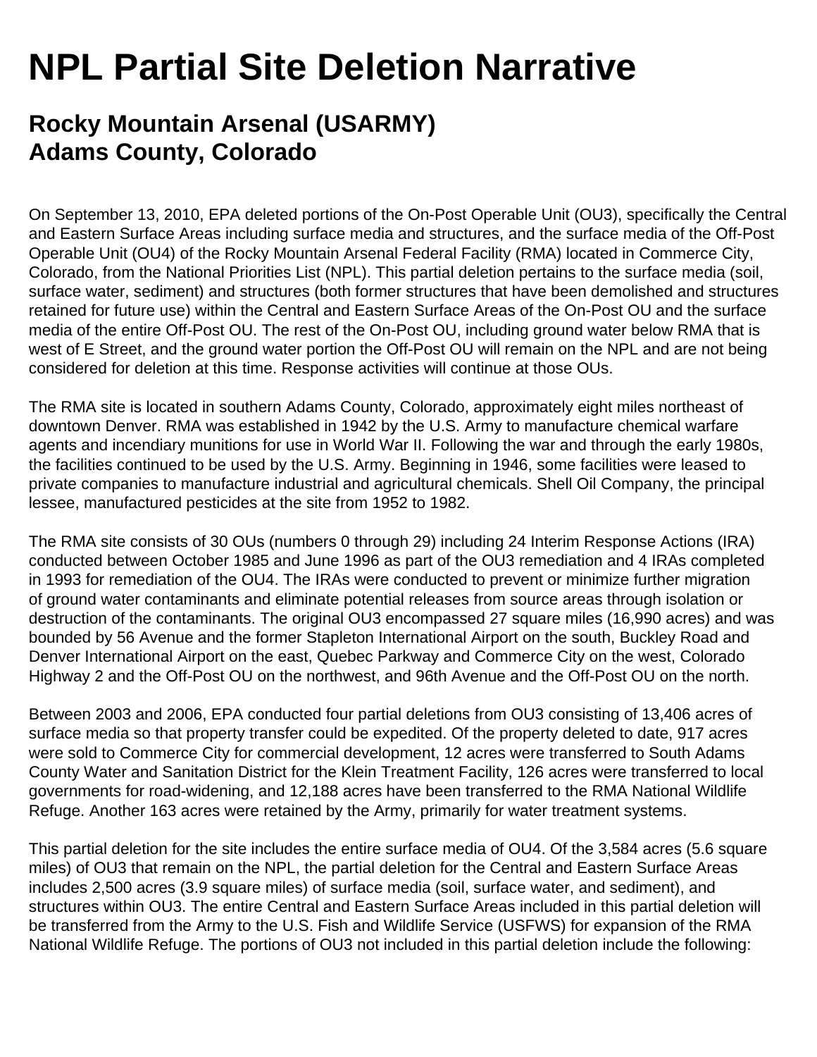# NPL Partial Site Deletion Narrative

## Rocky Mountain Arsenal (USARMY)
## Adams County, Colorado

On September 13, 2010, EPA deleted portions of the On-Post Operable Unit (OU3), specifically the Central and Eastern Surface Areas including surface media and structures, and the surface media of the Off-Post Operable Unit (OU4) of the Rocky Mountain Arsenal Federal Facility (RMA) located in Commerce City, Colorado, from the National Priorities List (NPL). This partial deletion pertains to the surface media (soil, surface water, sediment) and structures (both former structures that have been demolished and structures retained for future use) within the Central and Eastern Surface Areas of the On-Post OU and the surface media of the entire Off-Post OU. The rest of the On-Post OU, including ground water below RMA that is west of E Street, and the ground water portion the Off-Post OU will remain on the NPL and are not being considered for deletion at this time. Response activities will continue at those OUs.

The RMA site is located in southern Adams County, Colorado, approximately eight miles northeast of downtown Denver. RMA was established in 1942 by the U.S. Army to manufacture chemical warfare agents and incendiary munitions for use in World War II. Following the war and through the early 1980s, the facilities continued to be used by the U.S. Army. Beginning in 1946, some facilities were leased to private companies to manufacture industrial and agricultural chemicals. Shell Oil Company, the principal lessee, manufactured pesticides at the site from 1952 to 1982.

The RMA site consists of 30 OUs (numbers 0 through 29) including 24 Interim Response Actions (IRA) conducted between October 1985 and June 1996 as part of the OU3 remediation and 4 IRAs completed in 1993 for remediation of the OU4. The IRAs were conducted to prevent or minimize further migration of ground water contaminants and eliminate potential releases from source areas through isolation or destruction of the contaminants. The original OU3 encompassed 27 square miles (16,990 acres) and was bounded by 56 Avenue and the former Stapleton International Airport on the south, Buckley Road and Denver International Airport on the east, Quebec Parkway and Commerce City on the west, Colorado Highway 2 and the Off-Post OU on the northwest, and 96th Avenue and the Off-Post OU on the north.

Between 2003 and 2006, EPA conducted four partial deletions from OU3 consisting of 13,406 acres of surface media so that property transfer could be expedited. Of the property deleted to date, 917 acres were sold to Commerce City for commercial development, 12 acres were transferred to South Adams County Water and Sanitation District for the Klein Treatment Facility, 126 acres were transferred to local governments for road-widening, and 12,188 acres have been transferred to the RMA National Wildlife Refuge. Another 163 acres were retained by the Army, primarily for water treatment systems.

This partial deletion for the site includes the entire surface media of OU4. Of the 3,584 acres (5.6 square miles) of OU3 that remain on the NPL, the partial deletion for the Central and Eastern Surface Areas includes 2,500 acres (3.9 square miles) of surface media (soil, surface water, and sediment), and structures within OU3. The entire Central and Eastern Surface Areas included in this partial deletion will be transferred from the Army to the U.S. Fish and Wildlife Service (USFWS) for expansion of the RMA National Wildlife Refuge. The portions of OU3 not included in this partial deletion include the following: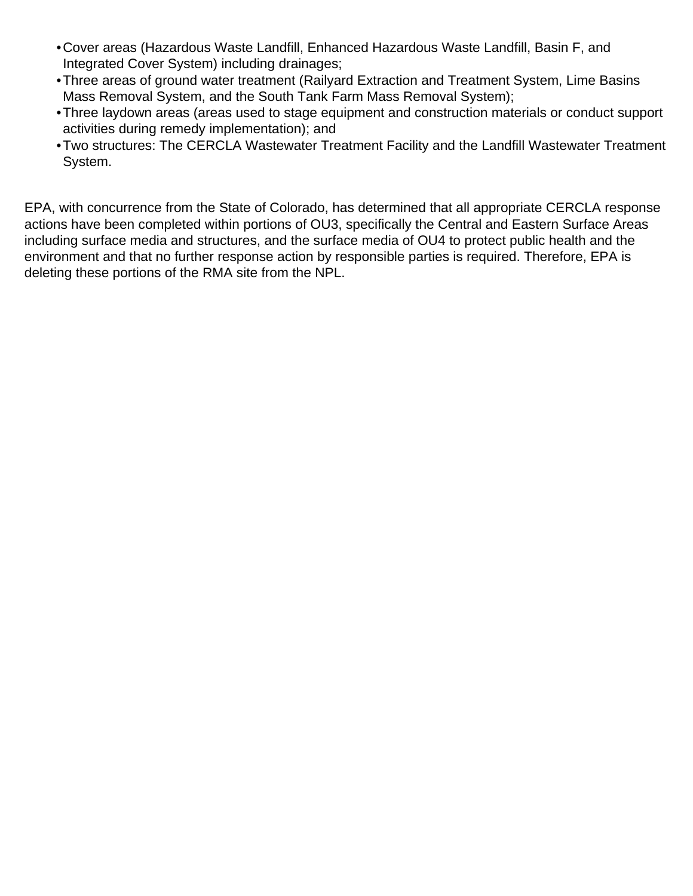- Cover areas (Hazardous Waste Landfill, Enhanced Hazardous Waste Landfill, Basin F, and Integrated Cover System) including drainages;
- Three areas of ground water treatment (Railyard Extraction and Treatment System, Lime Basins Mass Removal System, and the South Tank Farm Mass Removal System);
- Three laydown areas (areas used to stage equipment and construction materials or conduct support activities during remedy implementation); and
- Two structures: The CERCLA Wastewater Treatment Facility and the Landfill Wastewater Treatment System.

EPA, with concurrence from the State of Colorado, has determined that all appropriate CERCLA response actions have been completed within portions of OU3, specifically the Central and Eastern Surface Areas including surface media and structures, and the surface media of OU4 to protect public health and the environment and that no further response action by responsible parties is required. Therefore, EPA is deleting these portions of the RMA site from the NPL.